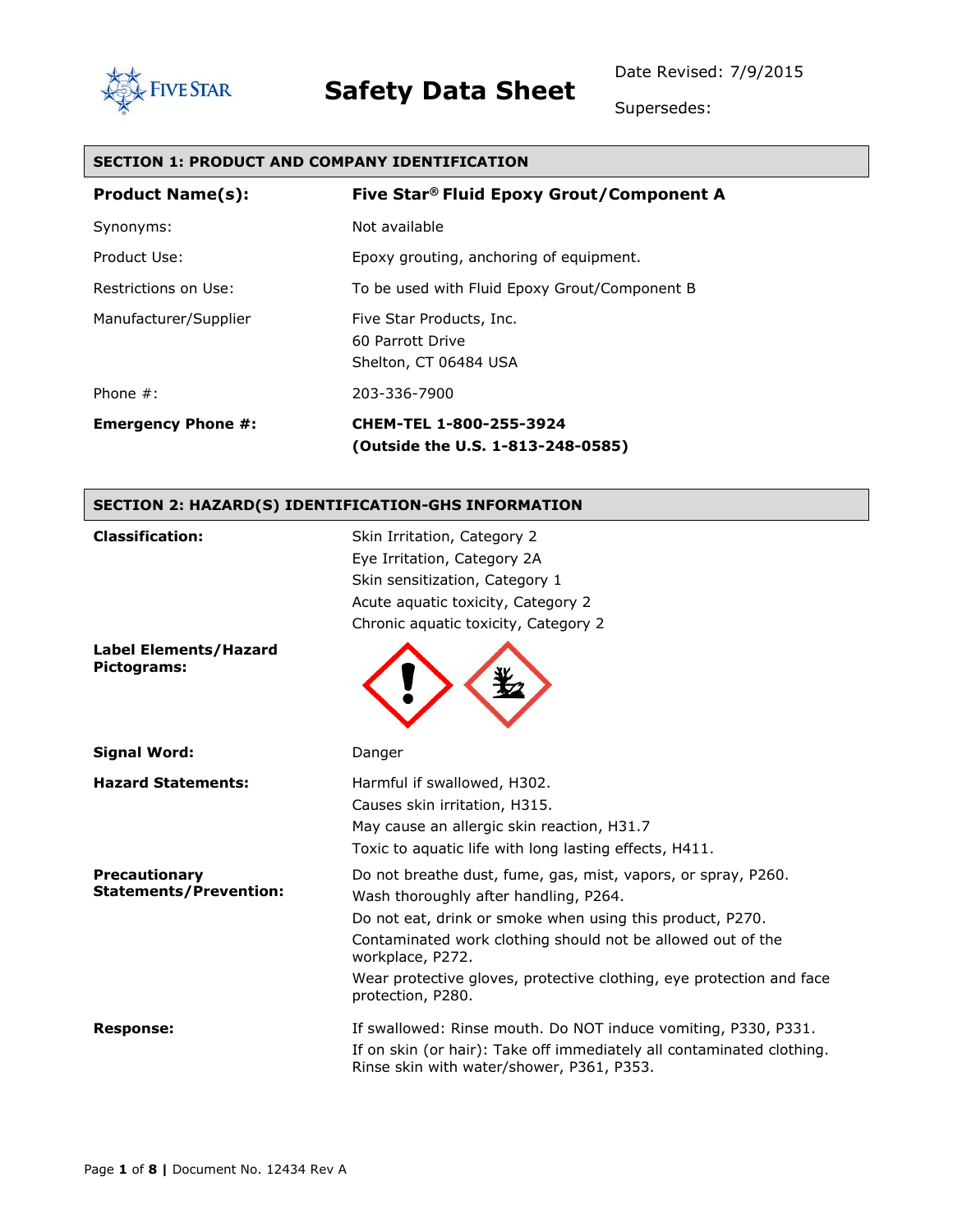FIVE STAR

# Safety Data Sheet

Date Revised: 7/9/2015

Supersedes:

## SECTION 1: PRODUCT AND COMPANY IDENTIFICATION

| | |
|---|---|
| **Product Name(s):** | **Five Star® Fluid Epoxy Grout/Component A** |
| Synonyms: | Not available |
| Product Use: | Epoxy grouting, anchoring of equipment. |
| Restrictions on Use: | To be used with Fluid Epoxy Grout/Component B |
| Manufacturer/Supplier | Five Star Products, Inc.<br>60 Parrott Drive<br>Shelton, CT 06484 USA |
| Phone #: | 203-336-7900 |
| **Emergency Phone #:** | **CHEM-TEL 1-800-255-3924**<br>**(Outside the U.S. 1-813-248-0585)** |

## SECTION 2: HAZARD(S) IDENTIFICATION-GHS INFORMATION

**Classification:**

Skin Irritation, Category 2
Eye Irritation, Category 2A
Skin sensitization, Category 1
Acute aquatic toxicity, Category 2
Chronic aquatic toxicity, Category 2

**Label Elements/Hazard Pictograms:**

**Signal Word:** Danger

**Hazard Statements:**

Harmful if swallowed, H302.
Causes skin irritation, H315.
May cause an allergic skin reaction, H31.7
Toxic to aquatic life with long lasting effects, H411.

**Precautionary Statements/Prevention:**

Do not breathe dust, fume, gas, mist, vapors, or spray, P260.
Wash thoroughly after handling, P264.
Do not eat, drink or smoke when using this product, P270.
Contaminated work clothing should not be allowed out of the workplace, P272.
Wear protective gloves, protective clothing, eye protection and face protection, P280.

**Response:**

If swallowed: Rinse mouth. Do NOT induce vomiting, P330, P331.
If on skin (or hair): Take off immediately all contaminated clothing. Rinse skin with water/shower, P361, P353.

Document No. 12434 Rev A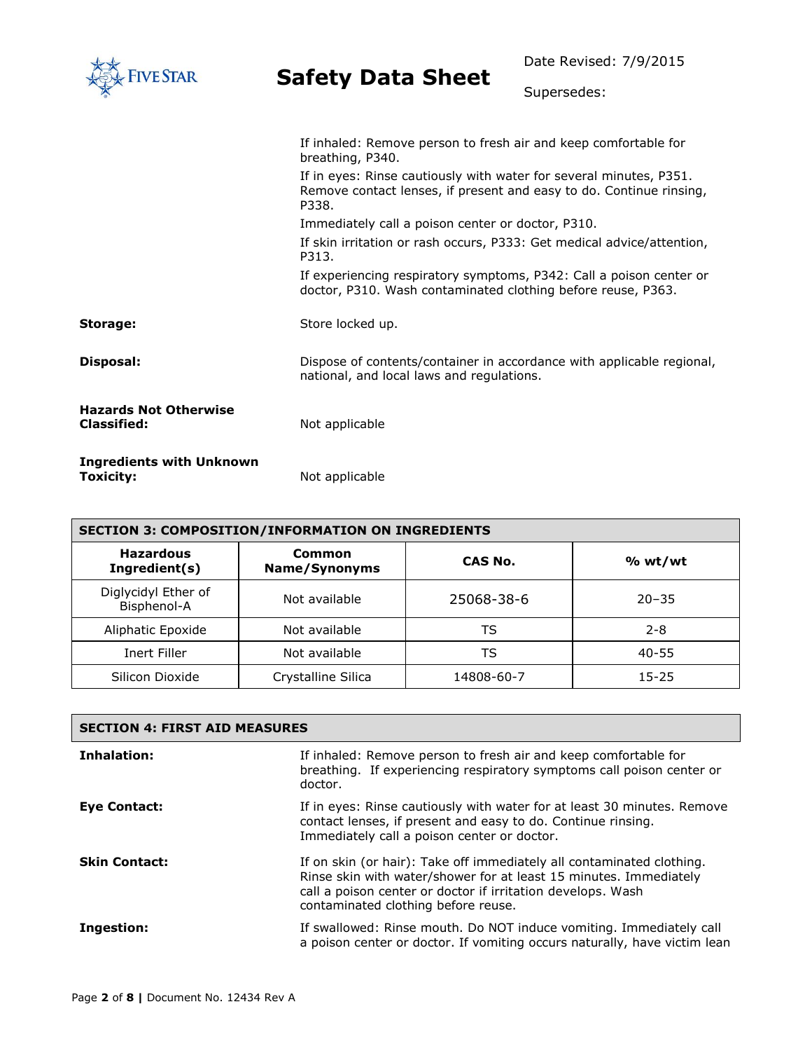If inhaled: Remove person to fresh air and keep comfortable for breathing, P340.

If in eyes: Rinse cautiously with water for several minutes, P351. Remove contact lenses, if present and easy to do. Continue rinsing, P338.

Immediately call a poison center or doctor, P310.

If skin irritation or rash occurs, P333: Get medical advice/attention, P313.

If experiencing respiratory symptoms, P342: Call a poison center or doctor, P310. Wash contaminated clothing before reuse, P363.

**Storage:** Store locked up.

**Disposal:** Dispose of contents/container in accordance with applicable regional, national, and local laws and regulations.

**Hazards Not Otherwise Classified:** Not applicable

**Ingredients with Unknown Toxicity:** Not applicable

## SECTION 3: COMPOSITION/INFORMATION ON INGREDIENTS

| Hazardous Ingredient(s) | Common Name/Synonyms | CAS No. | % wt/wt |
|---|---|---|---|
| Diglycidyl Ether of Bisphenol-A | Not available | 25068-38-6 | 20–35 |
| Aliphatic Epoxide | Not available | TS | 2-8 |
| Inert Filler | Not available | TS | 40-55 |
| Silicon Dioxide | Crystalline Silica | 14808-60-7 | 15-25 |

## SECTION 4: FIRST AID MEASURES

**Inhalation:** If inhaled: Remove person to fresh air and keep comfortable for breathing. If experiencing respiratory symptoms call poison center or doctor.

**Eye Contact:** If in eyes: Rinse cautiously with water for at least 30 minutes. Remove contact lenses, if present and easy to do. Continue rinsing. Immediately call a poison center or doctor.

**Skin Contact:** If on skin (or hair): Take off immediately all contaminated clothing. Rinse skin with water/shower for at least 15 minutes. Immediately call a poison center or doctor if irritation develops. Wash contaminated clothing before reuse.

**Ingestion:** If swallowed: Rinse mouth. Do NOT induce vomiting. Immediately call a poison center or doctor. If vomiting occurs naturally, have victim lean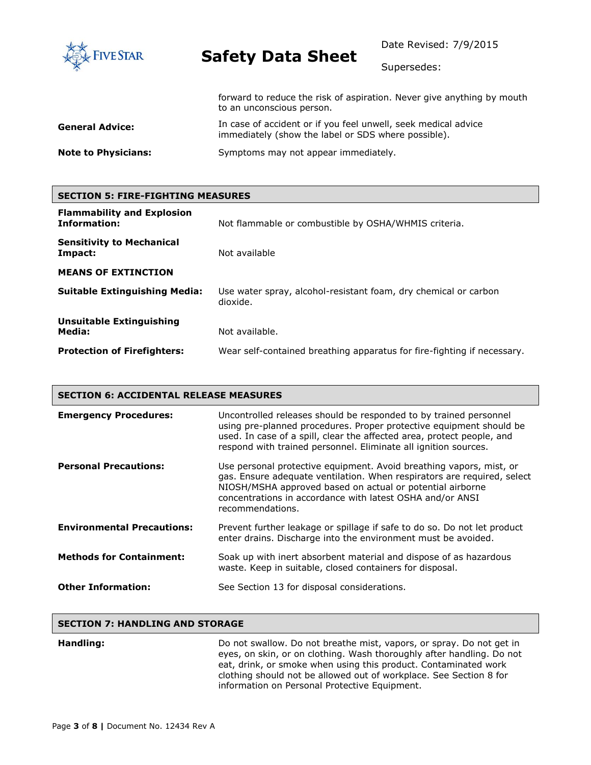forward to reduce the risk of aspiration. Never give anything by mouth to an unconscious person.

**General Advice:** In case of accident or if you feel unwell, seek medical advice immediately (show the label or SDS where possible).

**Note to Physicians:** Symptoms may not appear immediately.

## SECTION 5: FIRE-FIGHTING MEASURES

**Flammability and Explosion Information:** Not flammable or combustible by OSHA/WHMIS criteria.

**Sensitivity to Mechanical Impact:** Not available

**MEANS OF EXTINCTION**

**Suitable Extinguishing Media:** Use water spray, alcohol-resistant foam, dry chemical or carbon dioxide.

**Unsuitable Extinguishing Media:** Not available.

**Protection of Firefighters:** Wear self-contained breathing apparatus for fire-fighting if necessary.

## SECTION 6: ACCIDENTAL RELEASE MEASURES

**Emergency Procedures:** Uncontrolled releases should be responded to by trained personnel using pre-planned procedures. Proper protective equipment should be used. In case of a spill, clear the affected area, protect people, and respond with trained personnel. Eliminate all ignition sources.

**Personal Precautions:** Use personal protective equipment. Avoid breathing vapors, mist, or gas. Ensure adequate ventilation. When respirators are required, select NIOSH/MSHA approved based on actual or potential airborne concentrations in accordance with latest OSHA and/or ANSI recommendations.

**Environmental Precautions:** Prevent further leakage or spillage if safe to do so. Do not let product enter drains. Discharge into the environment must be avoided.

**Methods for Containment:** Soak up with inert absorbent material and dispose of as hazardous waste. Keep in suitable, closed containers for disposal.

**Other Information:** See Section 13 for disposal considerations.

## SECTION 7: HANDLING AND STORAGE

**Handling:** Do not swallow. Do not breathe mist, vapors, or spray. Do not get in eyes, on skin, or on clothing. Wash thoroughly after handling. Do not eat, drink, or smoke when using this product. Contaminated work clothing should not be allowed out of workplace. See Section 8 for information on Personal Protective Equipment.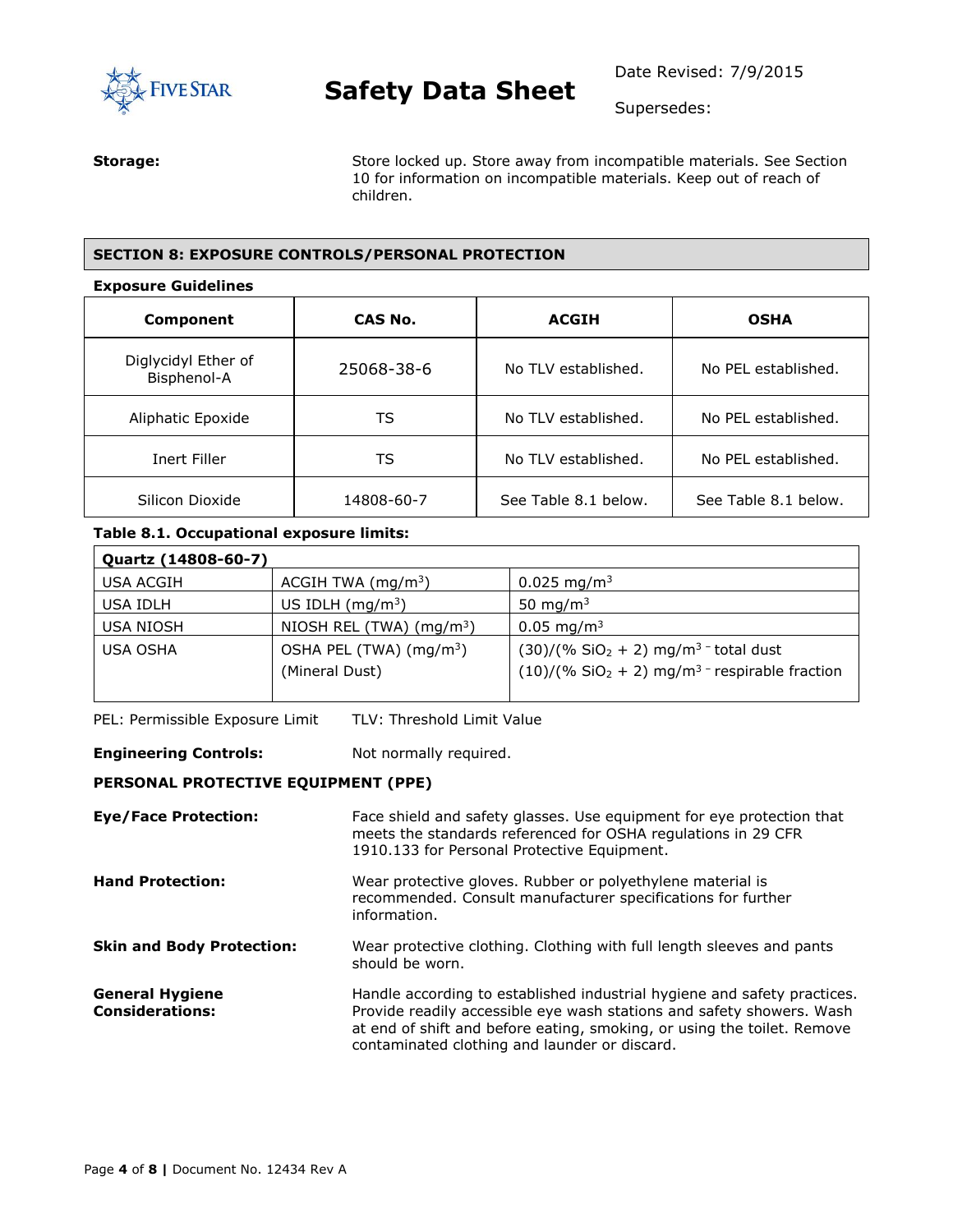**Storage:** Store locked up. Store away from incompatible materials. See Section 10 for information on incompatible materials. Keep out of reach of children.

## SECTION 8: EXPOSURE CONTROLS/PERSONAL PROTECTION

**Exposure Guidelines**

| Component | CAS No. | ACGIH | OSHA |
|---|---|---|---|
| Diglycidyl Ether of Bisphenol-A | 25068-38-6 | No TLV established. | No PEL established. |
| Aliphatic Epoxide | TS | No TLV established. | No PEL established. |
| Inert Filler | TS | No TLV established. | No PEL established. |
| Silicon Dioxide | 14808-60-7 | See Table 8.1 below. | See Table 8.1 below. |

**Table 8.1. Occupational exposure limits:**

| Quartz (14808-60-7) | | |
|---|---|---|
| USA ACGIH | ACGIH TWA ($mg/m^3$) | 0.025 $mg/m^3$ |
| USA IDLH | US IDLH ($mg/m^3$) | 50 $mg/m^3$ |
| USA NIOSH | NIOSH REL (TWA) ($mg/m^3$) | 0.05 $mg/m^3$ |
| USA OSHA | OSHA PEL (TWA) ($mg/m^3$) (Mineral Dust) | (30)/(% $SiO_2$ + 2) $mg/m^3$ - total dust<br>(10)/(% $SiO_2$ + 2) $mg/m^3$ - respirable fraction |

PEL: Permissible Exposure Limit    TLV: Threshold Limit Value

**Engineering Controls:** Not normally required.

**PERSONAL PROTECTIVE EQUIPMENT (PPE)**

**Eye/Face Protection:** Face shield and safety glasses. Use equipment for eye protection that meets the standards referenced for OSHA regulations in 29 CFR 1910.133 for Personal Protective Equipment.

**Hand Protection:** Wear protective gloves. Rubber or polyethylene material is recommended. Consult manufacturer specifications for further information.

**Skin and Body Protection:** Wear protective clothing. Clothing with full length sleeves and pants should be worn.

**General Hygiene Considerations:** Handle according to established industrial hygiene and safety practices. Provide readily accessible eye wash stations and safety showers. Wash at end of shift and before eating, smoking, or using the toilet. Remove contaminated clothing and launder or discard.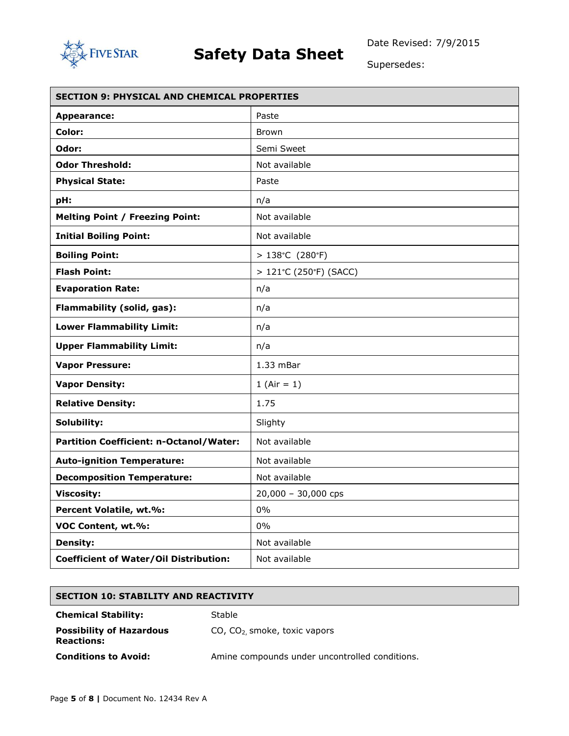## SECTION 9: PHYSICAL AND CHEMICAL PROPERTIES

| Property | Value |
|---|---|
| **Appearance:** | Paste |
| **Color:** | Brown |
| **Odor:** | Semi Sweet |
| **Odor Threshold:** | Not available |
| **Physical State:** | Paste |
| **pH:** | n/a |
| **Melting Point / Freezing Point:** | Not available |
| **Initial Boiling Point:** | Not available |
| **Boiling Point:** | > 138°C (280°F) |
| **Flash Point:** | > 121°C (250°F) (SACC) |
| **Evaporation Rate:** | n/a |
| **Flammability (solid, gas):** | n/a |
| **Lower Flammability Limit:** | n/a |
| **Upper Flammability Limit:** | n/a |
| **Vapor Pressure:** | 1.33 mBar |
| **Vapor Density:** | 1 (Air = 1) |
| **Relative Density:** | 1.75 |
| **Solubility:** | Slighty |
| **Partition Coefficient: n-Octanol/Water:** | Not available |
| **Auto-ignition Temperature:** | Not available |
| **Decomposition Temperature:** | Not available |
| **Viscosity:** | 20,000 – 30,000 cps |
| **Percent Volatile, wt.%:** | 0% |
| **VOC Content, wt.%:** | 0% |
| **Density:** | Not available |
| **Coefficient of Water/Oil Distribution:** | Not available |

## SECTION 10: STABILITY AND REACTIVITY

**Chemical Stability:** Stable

**Possibility of Hazardous Reactions:** CO, $CO_2$, smoke, toxic vapors

**Conditions to Avoid:** Amine compounds under uncontrolled conditions.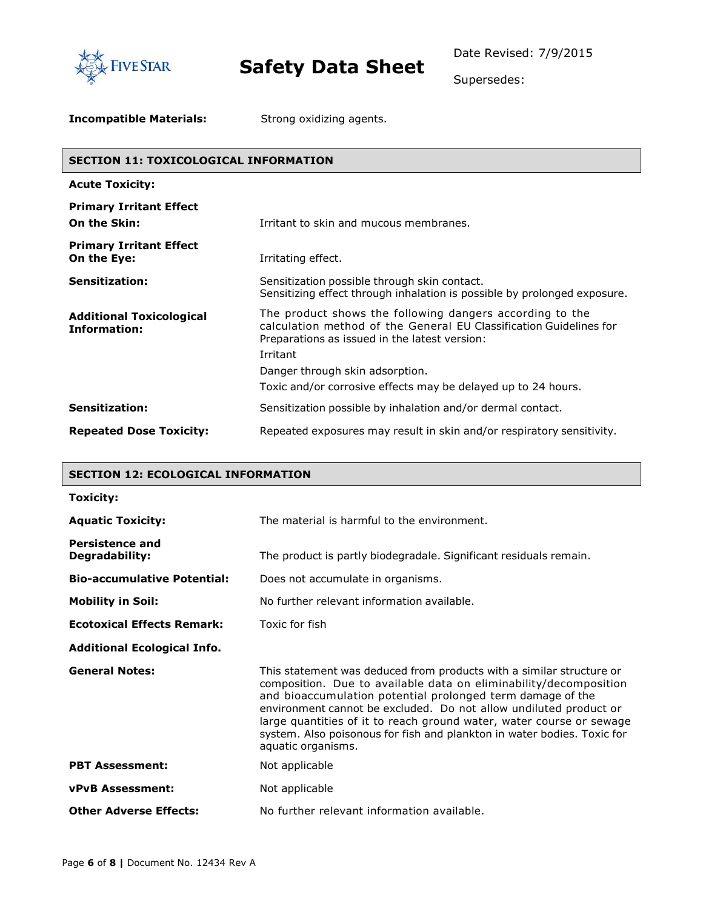**Incompatible Materials:** Strong oxidizing agents.

## SECTION 11: TOXICOLOGICAL INFORMATION

**Acute Toxicity:**

| | |
|---|---|
| **Primary Irritant Effect On the Skin:** | Irritant to skin and mucous membranes. |
| **Primary Irritant Effect On the Eye:** | Irritating effect. |
| **Sensitization:** | Sensitization possible through skin contact. Sensitizing effect through inhalation is possible by prolonged exposure. |
| **Additional Toxicological Information:** | The product shows the following dangers according to the calculation method of the General EU Classification Guidelines for Preparations as issued in the latest version: Irritant Danger through skin adsorption. Toxic and/or corrosive effects may be delayed up to 24 hours. |
| **Sensitization:** | Sensitization possible by inhalation and/or dermal contact. |
| **Repeated Dose Toxicity:** | Repeated exposures may result in skin and/or respiratory sensitivity. |

## SECTION 12: ECOLOGICAL INFORMATION

**Toxicity:**

| | |
|---|---|
| **Aquatic Toxicity:** | The material is harmful to the environment. |
| **Persistence and Degradability:** | The product is partly biodegradale. Significant residuals remain. |
| **Bio-accumulative Potential:** | Does not accumulate in organisms. |
| **Mobility in Soil:** | No further relevant information available. |
| **Ecotoxical Effects Remark:** | Toxic for fish |
| **Additional Ecological Info.** | |
| **General Notes:** | This statement was deduced from products with a similar structure or composition. Due to available data on eliminability/decomposition and bioaccumulation potential prolonged term damage of the environment cannot be excluded. Do not allow undiluted product or large quantities of it to reach ground water, water course or sewage system. Also poisonous for fish and plankton in water bodies. Toxic for aquatic organisms. |
| **PBT Assessment:** | Not applicable |
| **vPvB Assessment:** | Not applicable |
| **Other Adverse Effects:** | No further relevant information available. |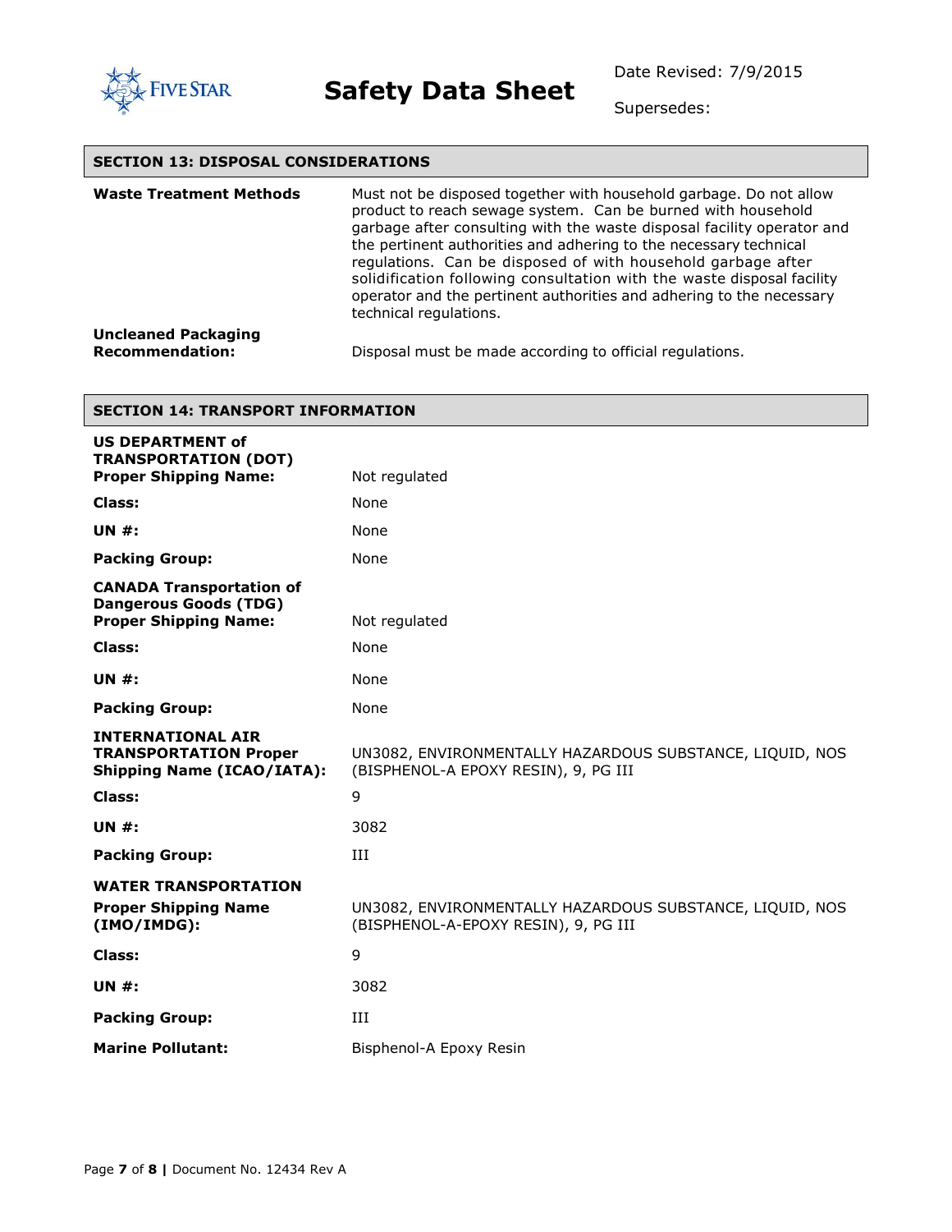## SECTION 13: DISPOSAL CONSIDERATIONS

| | |
|---|---|
| **Waste Treatment Methods** | Must not be disposed together with household garbage. Do not allow product to reach sewage system. Can be burned with household garbage after consulting with the waste disposal facility operator and the pertinent authorities and adhering to the necessary technical regulations. Can be disposed of with household garbage after solidification following consultation with the waste disposal facility operator and the pertinent authorities and adhering to the necessary technical regulations. |
| **Uncleaned Packaging Recommendation:** | Disposal must be made according to official regulations. |

## SECTION 14: TRANSPORT INFORMATION

| | |
|---|---|
| **US DEPARTMENT of TRANSPORTATION (DOT) Proper Shipping Name:** | Not regulated |
| **Class:** | None |
| **UN #:** | None |
| **Packing Group:** | None |
| **CANADA Transportation of Dangerous Goods (TDG) Proper Shipping Name:** | Not regulated |
| **Class:** | None |
| **UN #:** | None |
| **Packing Group:** | None |
| **INTERNATIONAL AIR TRANSPORTATION Proper Shipping Name (ICAO/IATA):** | UN3082, ENVIRONMENTALLY HAZARDOUS SUBSTANCE, LIQUID, NOS (BISPHENOL-A EPOXY RESIN), 9, PG III |
| **Class:** | 9 |
| **UN #:** | 3082 |
| **Packing Group:** | III |
| **WATER TRANSPORTATION Proper Shipping Name (IMO/IMDG):** | UN3082, ENVIRONMENTALLY HAZARDOUS SUBSTANCE, LIQUID, NOS (BISPHENOL-A-EPOXY RESIN), 9, PG III |
| **Class:** | 9 |
| **UN #:** | 3082 |
| **Packing Group:** | III |
| **Marine Pollutant:** | Bisphenol-A Epoxy Resin |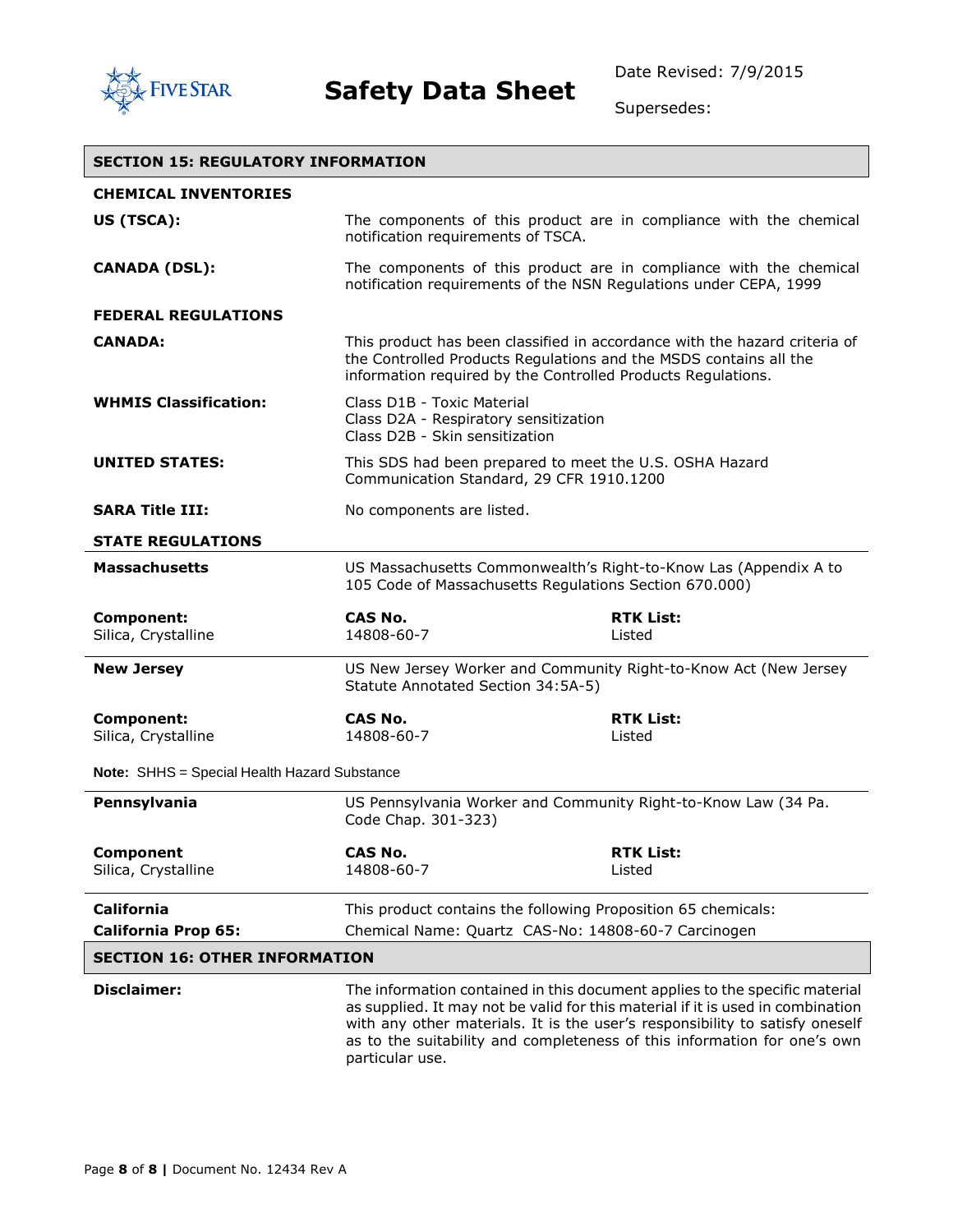## SECTION 15: REGULATORY INFORMATION

**CHEMICAL INVENTORIES**

**US (TSCA):** The components of this product are in compliance with the chemical notification requirements of TSCA.

**CANADA (DSL):** The components of this product are in compliance with the chemical notification requirements of the NSN Regulations under CEPA, 1999

**FEDERAL REGULATIONS**

**CANADA:** This product has been classified in accordance with the hazard criteria of the Controlled Products Regulations and the MSDS contains all the information required by the Controlled Products Regulations.

**WHMIS Classification:**
Class D1B - Toxic Material
Class D2A - Respiratory sensitization
Class D2B - Skin sensitization

**UNITED STATES:** This SDS had been prepared to meet the U.S. OSHA Hazard Communication Standard, 29 CFR 1910.1200

**SARA Title III:** No components are listed.

**STATE REGULATIONS**

**Massachusetts**

US Massachusetts Commonwealth's Right-to-Know Las (Appendix A to 105 Code of Massachusetts Regulations Section 670.000)

| Component: | CAS No. | RTK List: |
|---|---|---|
| Silica, Crystalline | 14808-60-7 | Listed |

**New Jersey**

US New Jersey Worker and Community Right-to-Know Act (New Jersey Statute Annotated Section 34:5A-5)

| Component: | CAS No. | RTK List: |
|---|---|---|
| Silica, Crystalline | 14808-60-7 | Listed |

**Note:** SHHS = Special Health Hazard Substance

**Pennsylvania**

US Pennsylvania Worker and Community Right-to-Know Law (34 Pa. Code Chap. 301-323)

| Component | CAS No. | RTK List: |
|---|---|---|
| Silica, Crystalline | 14808-60-7 | Listed |

**California**

This product contains the following Proposition 65 chemicals:

**California Prop 65:** Chemical Name: Quartz CAS-No: 14808-60-7 Carcinogen

## SECTION 16: OTHER INFORMATION

**Disclaimer:** The information contained in this document applies to the specific material as supplied. It may not be valid for this material if it is used in combination with any other materials. It is the user's responsibility to satisfy oneself as to the suitability and completeness of this information for one's own particular use.